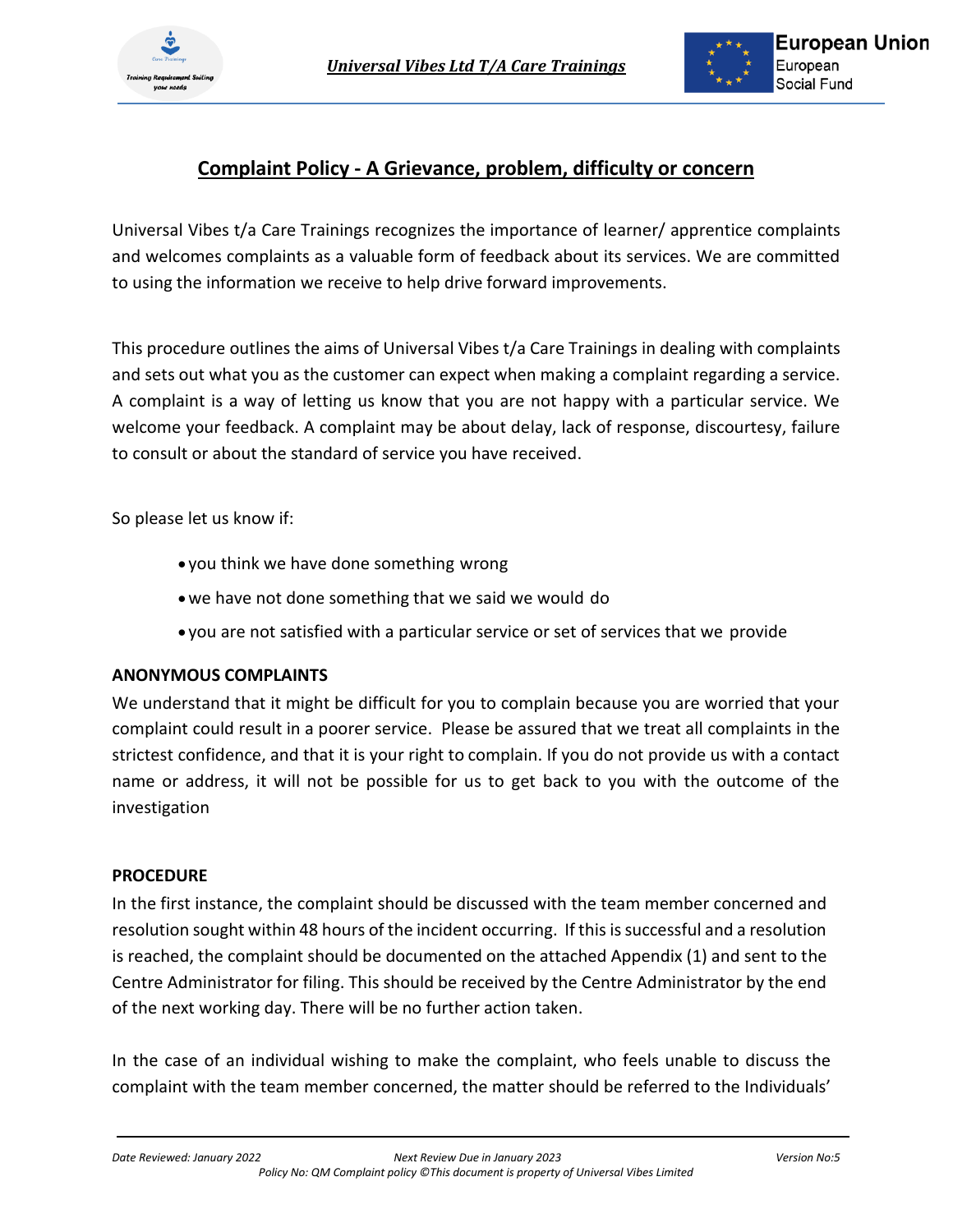# Complaint Policy - A Grievance, problem, difficulty or concern

Universal Vibes t/a Care Trainings recognizes the importance of learner/ apprentice complaints and welcomes complaints as a valuable form of feedback about its services. We are committed to using the information we receive to help drive forward improvements.

This procedure outlines the aims of Universal Vibes t/a Care Trainings in dealing with complaints and sets out what you as the customer can expect when making a complaint regarding a service. A complaint is a way of letting us know that you are not happy with a particular service. We welcome your feedback. A complaint may be about delay, lack of response, discourtesy, failure to consult or about the standard of service you have received.

So please let us know if:

- you think we have done something wrong
- we have not done something that we said we would do
- you are not satisfied with a particular service or set of services that we provide

**ANONYMOUS COMPLAINTS**

We understand that it might be difficult for you to complain because you are worried that your complaint could result in a poorer service. Please be assured that we treat all complaints in the strictest confidence, and that it is your right to complain. If you do not provide us with a contact name or address, it will not be possible for us to get back to you with the outcome of the investigation

**PROCEDURE**

In the first instance, the complaint should be discussed with the team member concerned and resolution sought within 48 hours of the incident occurring. If this is successful and a resolution is reached, the complaint should be documented on the attached Appendix (1) and sent to the Centre Administrator for filing. This should be received by the Centre Administrator by the end of the next working day. There will be no further action taken.

In the case of an individual wishing to make the complaint, who feels unable to discuss the complaint with the team member concerned, the matter should be referred to the Individuals'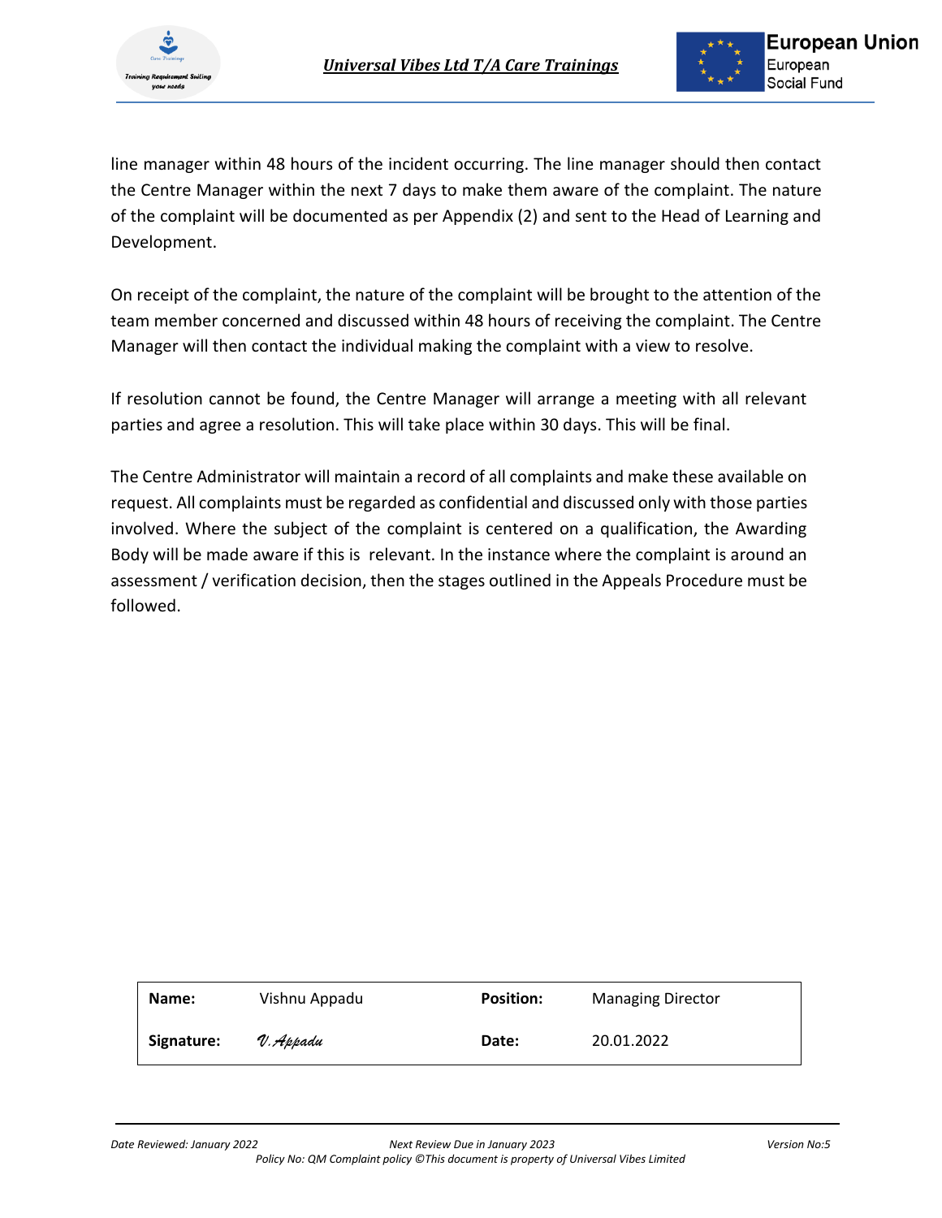line manager within 48 hours of the incident occurring. The line manager should then contact the Centre Manager within the next 7 days to make them aware of the complaint. The nature of the complaint will be documented as per Appendix (2) and sent to the Head of Learning and Development.

On receipt of the complaint, the nature of the complaint will be brought to the attention of the team member concerned and discussed within 48 hours of receiving the complaint. The Centre Manager will then contact the individual making the complaint with a view to resolve.

If resolution cannot be found, the Centre Manager will arrange a meeting with all relevant parties and agree a resolution. This will take place within 30 days. This will be final.

The Centre Administrator will maintain a record of all complaints and make these available on request. All complaints must be regarded as confidential and discussed only with those parties involved. Where the subject of the complaint is centered on a qualification, the Awarding Body will be made aware if this is relevant. In the instance where the complaint is around an assessment / verification decision, then the stages outlined in the Appeals Procedure must be followed.

| **Name:** | Vishnu Appadu | **Position:** | Managing Director |
|---|---|---|---|
| **Signature:** | *V.Appadu* | **Date:** | 20.01.2022 |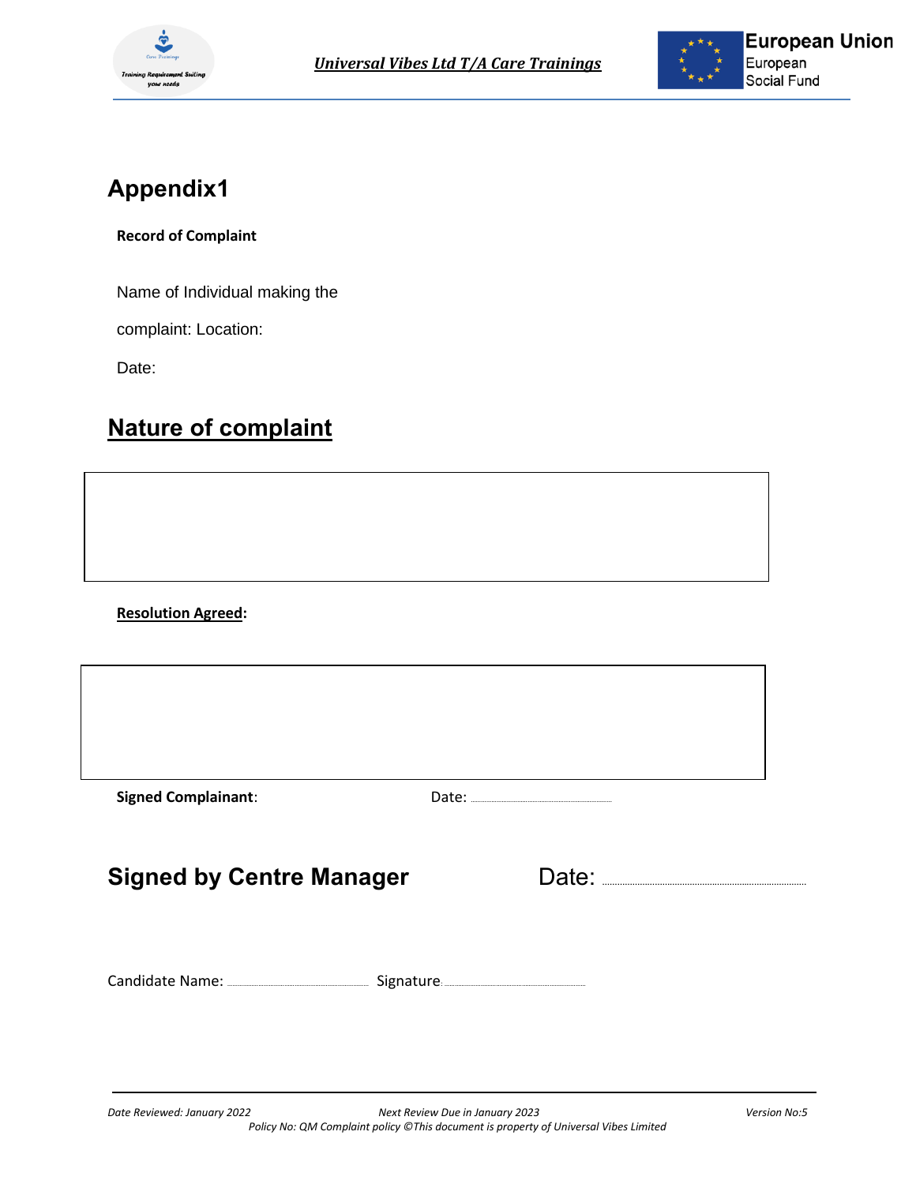# Appendix1

**Record of Complaint**

Name of Individual making the

complaint: Location:

Date:

## <u>Nature of complaint</u>

**<u>Resolution Agreed</u>:**

**Signed Complainant**: Date: ..............................................

## Signed by Centre Manager Date: ..............................................

Candidate Name: .............................................. Signature: ..............................................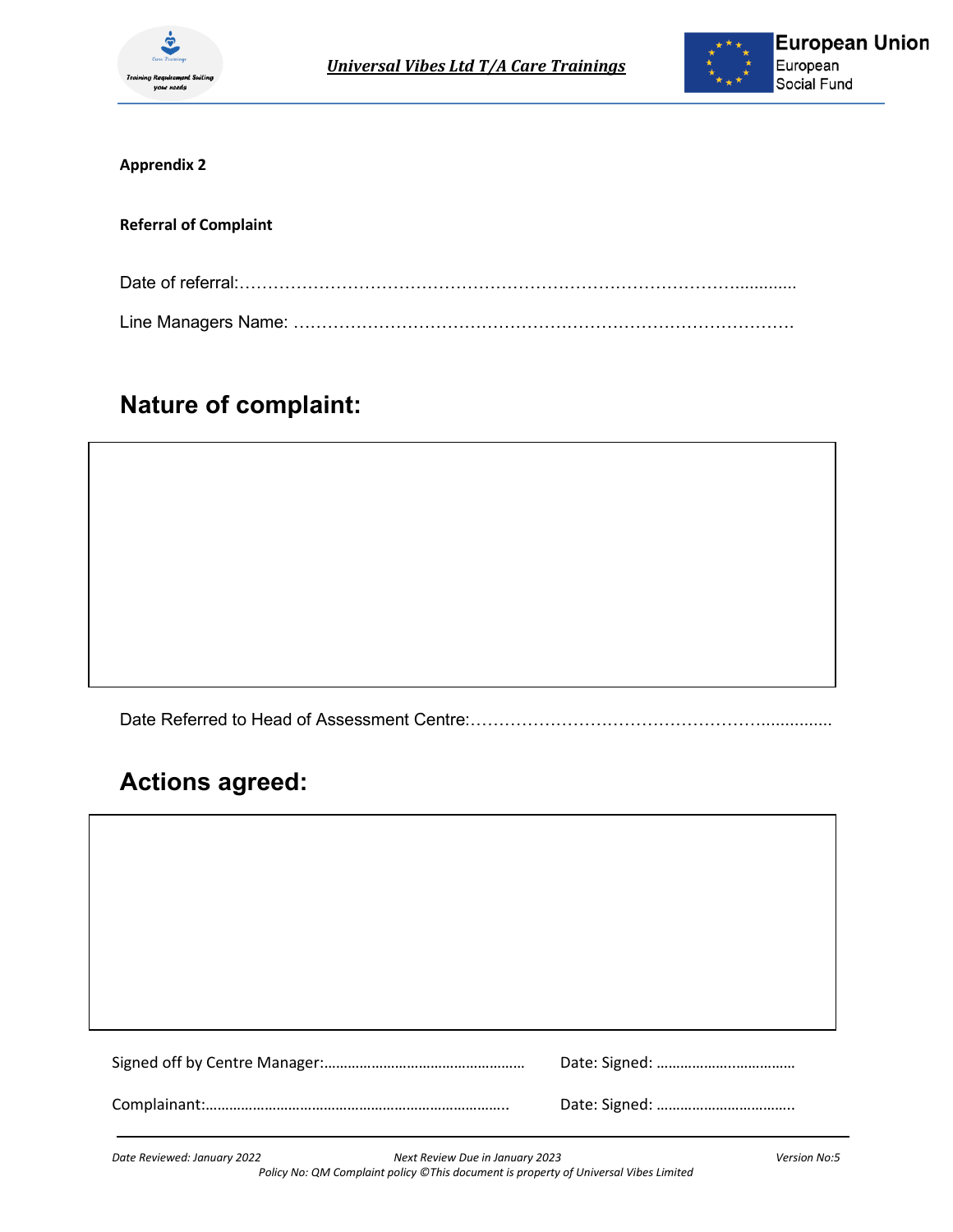**Apprendix 2**

**Referral of Complaint**

Date of referral:……………………………………………………………………………………..............

Line Managers Name: ……………………………………………………………………………

## Nature of complaint:

Date Referred to Head of Assessment Centre:…………………………………………………...............

## Actions agreed:

Signed off by Centre Manager:…………………………………………… Date: Signed: ……………..……………

Complainant:………………………………………………………………….. Date: Signed: ……………………………..